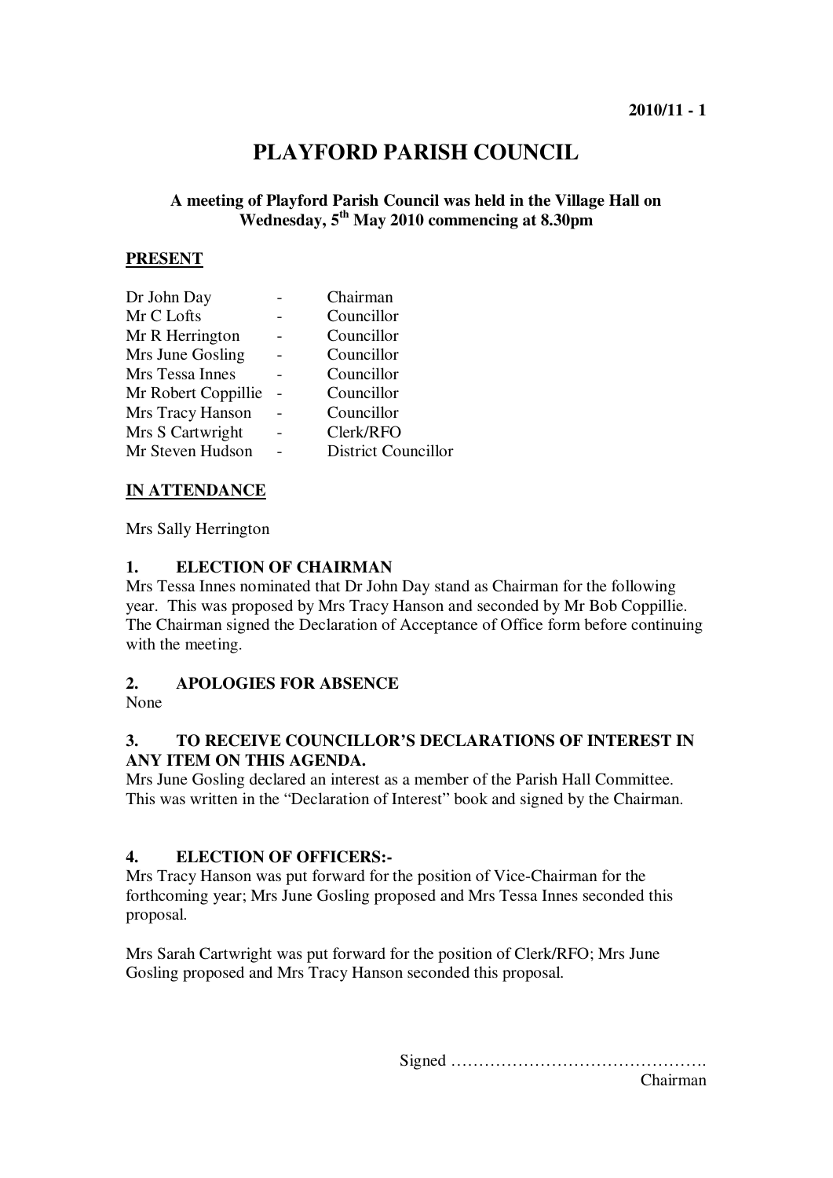2010/11 - 1

# PLAYFORD PARISH COUNCIL

**A meeting of Playford Parish Council was held in the Village Hall on Wednesday, 5th May 2010 commencing at 8.30pm**

## PRESENT

| | | |
|---|---|---|
| Dr John Day | - | Chairman |
| Mr C Lofts | - | Councillor |
| Mr R Herrington | - | Councillor |
| Mrs June Gosling | - | Councillor |
| Mrs Tessa Innes | - | Councillor |
| Mr Robert Coppillie | - | Councillor |
| Mrs Tracy Hanson | - | Councillor |
| Mrs S Cartwright | - | Clerk/RFO |
| Mr Steven Hudson | - | District Councillor |

## IN ATTENDANCE

Mrs Sally Herrington

### 1. ELECTION OF CHAIRMAN

Mrs Tessa Innes nominated that Dr John Day stand as Chairman for the following year. This was proposed by Mrs Tracy Hanson and seconded by Mr Bob Coppillie. The Chairman signed the Declaration of Acceptance of Office form before continuing with the meeting.

### 2. APOLOGIES FOR ABSENCE

None

### 3. TO RECEIVE COUNCILLOR'S DECLARATIONS OF INTEREST IN ANY ITEM ON THIS AGENDA.

Mrs June Gosling declared an interest as a member of the Parish Hall Committee. This was written in the "Declaration of Interest" book and signed by the Chairman.

### 4. ELECTION OF OFFICERS:-

Mrs Tracy Hanson was put forward for the position of Vice-Chairman for the forthcoming year; Mrs June Gosling proposed and Mrs Tessa Innes seconded this proposal.

Mrs Sarah Cartwright was put forward for the position of Clerk/RFO; Mrs June Gosling proposed and Mrs Tracy Hanson seconded this proposal.

Signed ……………………………………….
Chairman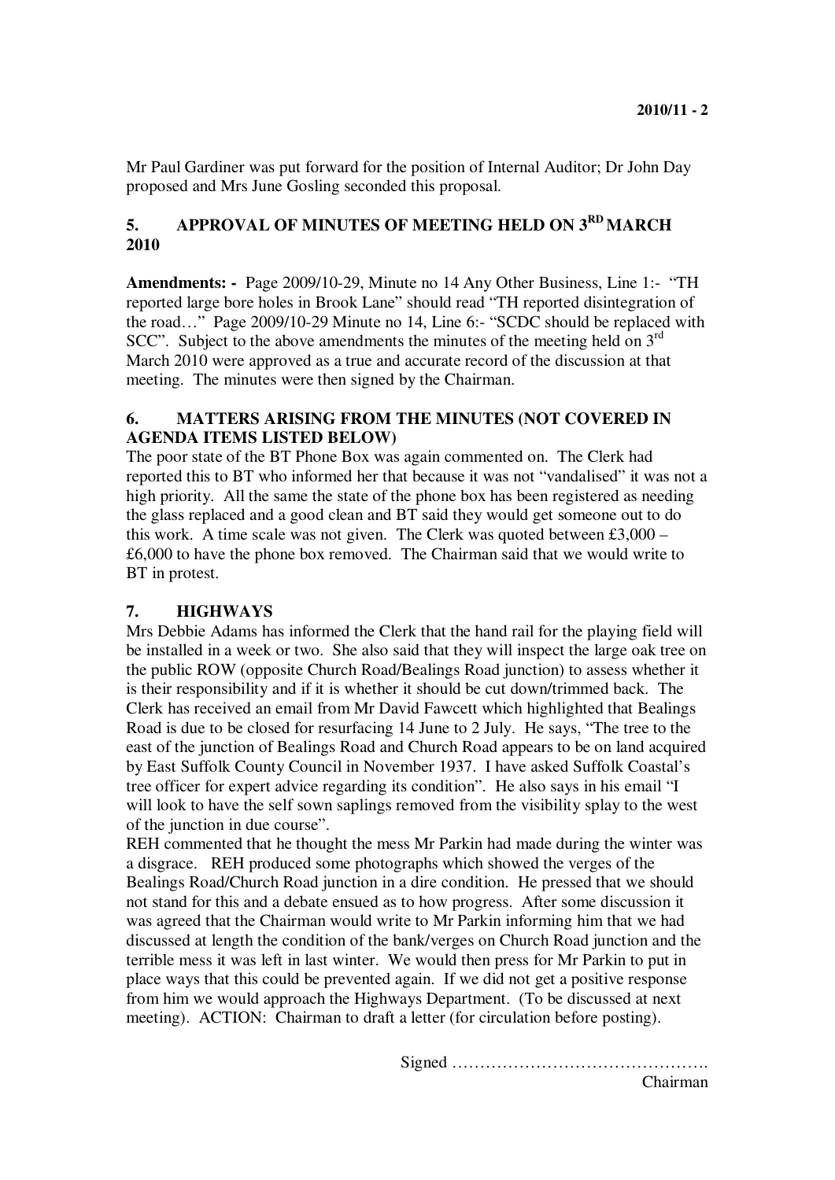Mr Paul Gardiner was put forward for the position of Internal Auditor; Dr John Day proposed and Mrs June Gosling seconded this proposal.

## 5. APPROVAL OF MINUTES OF MEETING HELD ON 3RD MARCH 2010

**Amendments: -** Page 2009/10-29, Minute no 14 Any Other Business, Line 1:- "TH reported large bore holes in Brook Lane" should read "TH reported disintegration of the road…" Page 2009/10-29 Minute no 14, Line 6:- "SCDC should be replaced with SCC". Subject to the above amendments the minutes of the meeting held on 3rd March 2010 were approved as a true and accurate record of the discussion at that meeting. The minutes were then signed by the Chairman.

## 6. MATTERS ARISING FROM THE MINUTES (NOT COVERED IN AGENDA ITEMS LISTED BELOW)

The poor state of the BT Phone Box was again commented on. The Clerk had reported this to BT who informed her that because it was not "vandalised" it was not a high priority. All the same the state of the phone box has been registered as needing the glass replaced and a good clean and BT said they would get someone out to do this work. A time scale was not given. The Clerk was quoted between £3,000 – £6,000 to have the phone box removed. The Chairman said that we would write to BT in protest.

## 7. HIGHWAYS

Mrs Debbie Adams has informed the Clerk that the hand rail for the playing field will be installed in a week or two. She also said that they will inspect the large oak tree on the public ROW (opposite Church Road/Bealings Road junction) to assess whether it is their responsibility and if it is whether it should be cut down/trimmed back. The Clerk has received an email from Mr David Fawcett which highlighted that Bealings Road is due to be closed for resurfacing 14 June to 2 July. He says, "The tree to the east of the junction of Bealings Road and Church Road appears to be on land acquired by East Suffolk County Council in November 1937. I have asked Suffolk Coastal's tree officer for expert advice regarding its condition". He also says in his email "I will look to have the self sown saplings removed from the visibility splay to the west of the junction in due course".

REH commented that he thought the mess Mr Parkin had made during the winter was a disgrace. REH produced some photographs which showed the verges of the Bealings Road/Church Road junction in a dire condition. He pressed that we should not stand for this and a debate ensued as to how progress. After some discussion it was agreed that the Chairman would write to Mr Parkin informing him that we had discussed at length the condition of the bank/verges on Church Road junction and the terrible mess it was left in last winter. We would then press for Mr Parkin to put in place ways that this could be prevented again. If we did not get a positive response from him we would approach the Highways Department. (To be discussed at next meeting). ACTION: Chairman to draft a letter (for circulation before posting).

Signed ……………………………………….
Chairman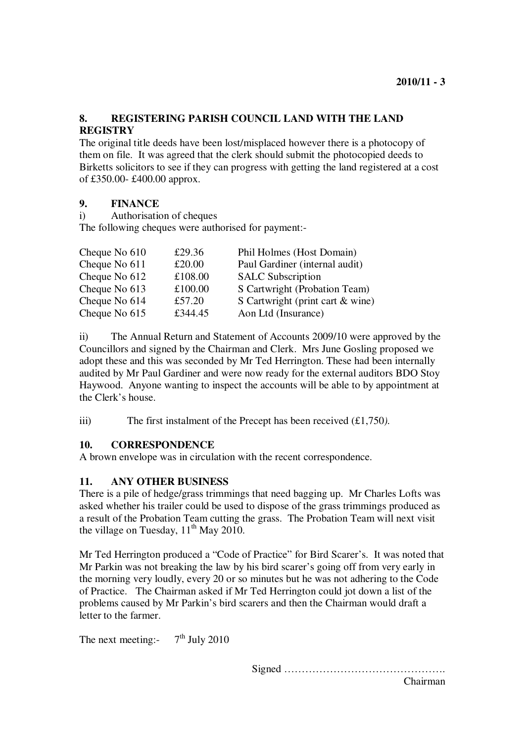## 8. REGISTERING PARISH COUNCIL LAND WITH THE LAND REGISTRY

The original title deeds have been lost/misplaced however there is a photocopy of them on file. It was agreed that the clerk should submit the photocopied deeds to Birketts solicitors to see if they can progress with getting the land registered at a cost of £350.00- £400.00 approx.

## 9. FINANCE

i) Authorisation of cheques

The following cheques were authorised for payment:-

| | | |
|---|---|---|
| Cheque No 610 | £29.36 | Phil Holmes (Host Domain) |
| Cheque No 611 | £20.00 | Paul Gardiner (internal audit) |
| Cheque No 612 | £108.00 | SALC Subscription |
| Cheque No 613 | £100.00 | S Cartwright (Probation Team) |
| Cheque No 614 | £57.20 | S Cartwright (print cart & wine) |
| Cheque No 615 | £344.45 | Aon Ltd (Insurance) |

ii) The Annual Return and Statement of Accounts 2009/10 were approved by the Councillors and signed by the Chairman and Clerk. Mrs June Gosling proposed we adopt these and this was seconded by Mr Ted Herrington. These had been internally audited by Mr Paul Gardiner and were now ready for the external auditors BDO Stoy Haywood. Anyone wanting to inspect the accounts will be able to by appointment at the Clerk's house.

iii) The first instalment of the Precept has been received (£1,750*).*

## 10. CORRESPONDENCE

A brown envelope was in circulation with the recent correspondence.

## 11. ANY OTHER BUSINESS

There is a pile of hedge/grass trimmings that need bagging up. Mr Charles Lofts was asked whether his trailer could be used to dispose of the grass trimmings produced as a result of the Probation Team cutting the grass. The Probation Team will next visit the village on Tuesday, 11th May 2010.

Mr Ted Herrington produced a "Code of Practice" for Bird Scarer's. It was noted that Mr Parkin was not breaking the law by his bird scarer's going off from very early in the morning very loudly, every 20 or so minutes but he was not adhering to the Code of Practice. The Chairman asked if Mr Ted Herrington could jot down a list of the problems caused by Mr Parkin's bird scarers and then the Chairman would draft a letter to the farmer.

The next meeting:- 7th July 2010

Signed ……………………………………….
Chairman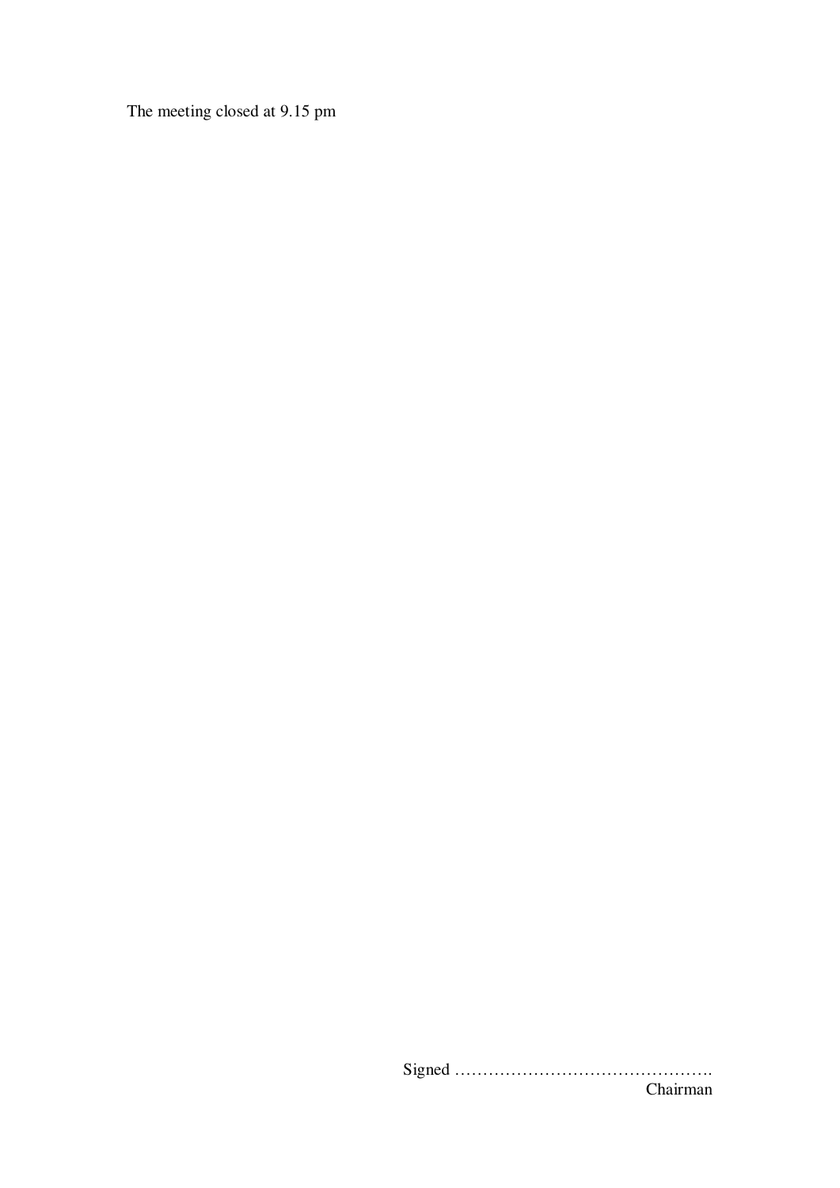The meeting closed at 9.15 pm

Signed ……………………………………….
Chairman